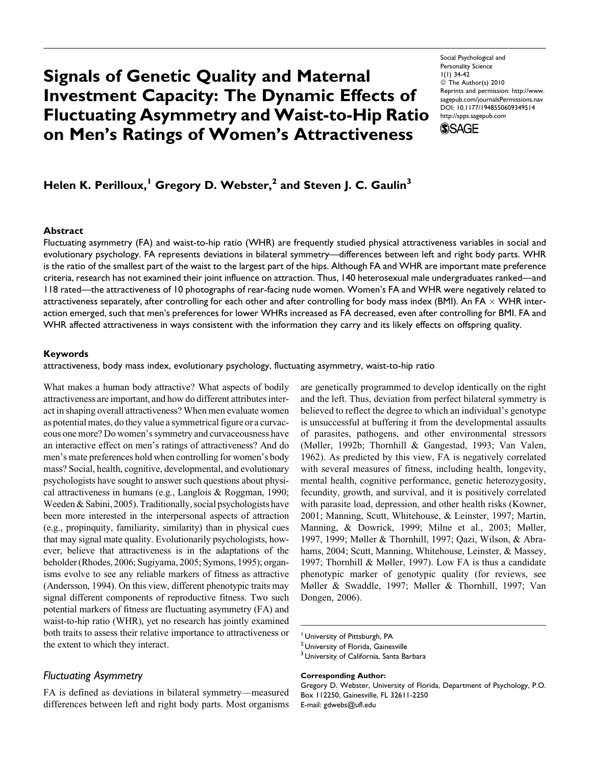# Signals of Genetic Quality and Maternal Investment Capacity: The Dynamic Effects of Fluctuating Asymmetry and Waist-to-Hip Ratio on Men's Ratings of Women's Attractiveness

Social Psychological and Personality Science
1(1) 34-42
© The Author(s) 2010
Reprints and permission: http://www.sagepub.com/journalsPermissions.nav
DOI: 10.1177/1948550609349514
http://spps.sagepub.com

**Helen K. Perilloux,[1] Gregory D. Webster,[2] and Steven J. C. Gaulin[3]**

## Abstract

Fluctuating asymmetry (FA) and waist-to-hip ratio (WHR) are frequently studied physical attractiveness variables in social and evolutionary psychology. FA represents deviations in bilateral symmetry—differences between left and right body parts. WHR is the ratio of the smallest part of the waist to the largest part of the hips. Although FA and WHR are important mate preference criteria, research has not examined their joint influence on attraction. Thus, 140 heterosexual male undergraduates ranked—and 118 rated—the attractiveness of 10 photographs of rear-facing nude women. Women's FA and WHR were negatively related to attractiveness separately, after controlling for each other and after controlling for body mass index (BMI). An FA × WHR interaction emerged, such that men's preferences for lower WHRs increased as FA decreased, even after controlling for BMI. FA and WHR affected attractiveness in ways consistent with the information they carry and its likely effects on offspring quality.

## Keywords

attractiveness, body mass index, evolutionary psychology, fluctuating asymmetry, waist-to-hip ratio

What makes a human body attractive? What aspects of bodily attractiveness are important, and how do different attributes interact in shaping overall attractiveness? When men evaluate women as potential mates, do they value a symmetrical figure or a curvaceous one more? Do women's symmetry and curvaceousness have an interactive effect on men's ratings of attractiveness? And do men's mate preferences hold when controlling for women's body mass? Social, health, cognitive, developmental, and evolutionary psychologists have sought to answer such questions about physical attractiveness in humans (e.g., Langlois & Roggman, 1990; Weeden & Sabini, 2005). Traditionally, social psychologists have been more interested in the interpersonal aspects of attraction (e.g., propinquity, familiarity, similarity) than in physical cues that may signal mate quality. Evolutionarily psychologists, however, believe that attractiveness is in the adaptations of the beholder (Rhodes, 2006; Sugiyama, 2005; Symons, 1995); organisms evolve to see any reliable markers of fitness as attractive (Andersson, 1994). On this view, different phenotypic traits may signal different components of reproductive fitness. Two such potential markers of fitness are fluctuating asymmetry (FA) and waist-to-hip ratio (WHR), yet no research has jointly examined both traits to assess their relative importance to attractiveness or the extent to which they interact.

### *Fluctuating Asymmetry*

FA is defined as deviations in bilateral symmetry—measured differences between left and right body parts. Most organisms are genetically programmed to develop identically on the right and the left. Thus, deviation from perfect bilateral symmetry is believed to reflect the degree to which an individual's genotype is unsuccessful at buffering it from the developmental assaults of parasites, pathogens, and other environmental stressors (Møller, 1992b; Thornhill & Gangestad, 1993; Van Valen, 1962). As predicted by this view, FA is negatively correlated with several measures of fitness, including health, longevity, mental health, cognitive performance, genetic heterozygosity, fecundity, growth, and survival, and it is positively correlated with parasite load, depression, and other health risks (Kowner, 2001; Manning, Scutt, Whitehouse, & Leinster, 1997; Martin, Manning, & Dowrick, 1999; Milne et al., 2003; Møller, 1997, 1999; Møller & Thornhill, 1997; Qazi, Wilson, & Abrahams, 2004; Scutt, Manning, Whitehouse, Leinster, & Massey, 1997; Thornhill & Møller, 1997). Low FA is thus a candidate phenotypic marker of genotypic quality (for reviews, see Møller & Swaddle, 1997; Møller & Thornhill, 1997; Van Dongen, 2006).

[1] University of Pittsburgh, PA
[2] University of Florida, Gainesville
[3] University of California, Santa Barbara

**Corresponding Author:**
Gregory D. Webster, University of Florida, Department of Psychology, P.O. Box 112250, Gainesville, FL 32611-2250
E-mail: gdwebs@ufl.edu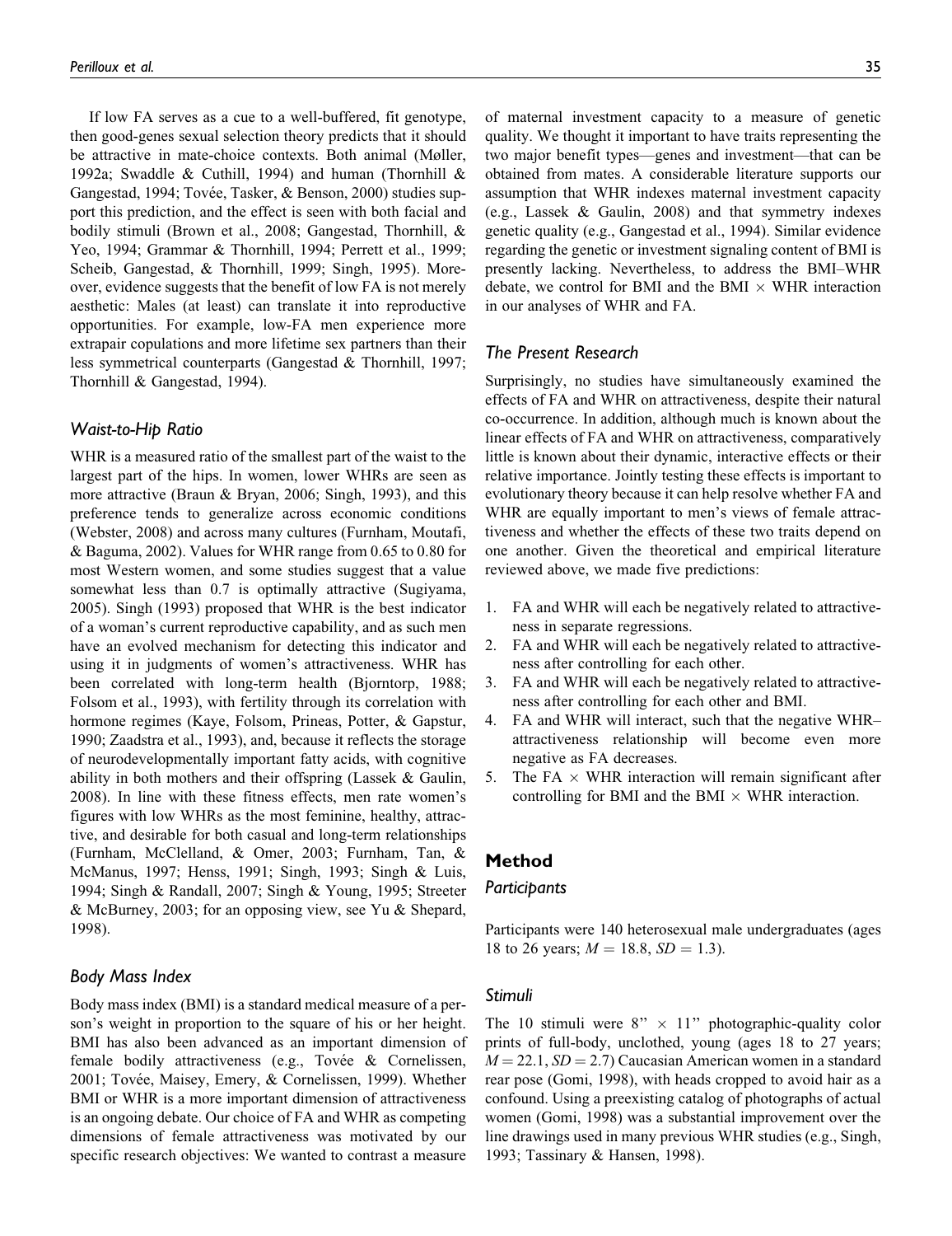If low FA serves as a cue to a well-buffered, fit genotype, then good-genes sexual selection theory predicts that it should be attractive in mate-choice contexts. Both animal (Møller, 1992a; Swaddle & Cuthill, 1994) and human (Thornhill & Gangestad, 1994; Tovée, Tasker, & Benson, 2000) studies support this prediction, and the effect is seen with both facial and bodily stimuli (Brown et al., 2008; Gangestad, Thornhill, & Yeo, 1994; Grammar & Thornhill, 1994; Perrett et al., 1999; Scheib, Gangestad, & Thornhill, 1999; Singh, 1995). Moreover, evidence suggests that the benefit of low FA is not merely aesthetic: Males (at least) can translate it into reproductive opportunities. For example, low-FA men experience more extrapair copulations and more lifetime sex partners than their less symmetrical counterparts (Gangestad & Thornhill, 1997; Thornhill & Gangestad, 1994).

### Waist-to-Hip Ratio

WHR is a measured ratio of the smallest part of the waist to the largest part of the hips. In women, lower WHRs are seen as more attractive (Braun & Bryan, 2006; Singh, 1993), and this preference tends to generalize across economic conditions (Webster, 2008) and across many cultures (Furnham, Moutafi, & Baguma, 2002). Values for WHR range from 0.65 to 0.80 for most Western women, and some studies suggest that a value somewhat less than 0.7 is optimally attractive (Sugiyama, 2005). Singh (1993) proposed that WHR is the best indicator of a woman's current reproductive capability, and as such men have an evolved mechanism for detecting this indicator and using it in judgments of women's attractiveness. WHR has been correlated with long-term health (Bjorntorp, 1988; Folsom et al., 1993), with fertility through its correlation with hormone regimes (Kaye, Folsom, Prineas, Potter, & Gapstur, 1990; Zaadstra et al., 1993), and, because it reflects the storage of neurodevelopmentally important fatty acids, with cognitive ability in both mothers and their offspring (Lassek & Gaulin, 2008). In line with these fitness effects, men rate women's figures with low WHRs as the most feminine, healthy, attractive, and desirable for both casual and long-term relationships (Furnham, McClelland, & Omer, 2003; Furnham, Tan, & McManus, 1997; Henss, 1991; Singh, 1993; Singh & Luis, 1994; Singh & Randall, 2007; Singh & Young, 1995; Streeter & McBurney, 2003; for an opposing view, see Yu & Shepard, 1998).

### Body Mass Index

Body mass index (BMI) is a standard medical measure of a person's weight in proportion to the square of his or her height. BMI has also been advanced as an important dimension of female bodily attractiveness (e.g., Tovée & Cornelissen, 2001; Tovée, Maisey, Emery, & Cornelissen, 1999). Whether BMI or WHR is a more important dimension of attractiveness is an ongoing debate. Our choice of FA and WHR as competing dimensions of female attractiveness was motivated by our specific research objectives: We wanted to contrast a measure of maternal investment capacity to a measure of genetic quality. We thought it important to have traits representing the two major benefit types—genes and investment—that can be obtained from mates. A considerable literature supports our assumption that WHR indexes maternal investment capacity (e.g., Lassek & Gaulin, 2008) and that symmetry indexes genetic quality (e.g., Gangestad et al., 1994). Similar evidence regarding the genetic or investment signaling content of BMI is presently lacking. Nevertheless, to address the BMI–WHR debate, we control for BMI and the BMI × WHR interaction in our analyses of WHR and FA.

### The Present Research

Surprisingly, no studies have simultaneously examined the effects of FA and WHR on attractiveness, despite their natural co-occurrence. In addition, although much is known about the linear effects of FA and WHR on attractiveness, comparatively little is known about their dynamic, interactive effects or their relative importance. Jointly testing these effects is important to evolutionary theory because it can help resolve whether FA and WHR are equally important to men's views of female attractiveness and whether the effects of these two traits depend on one another. Given the theoretical and empirical literature reviewed above, we made five predictions:

1. FA and WHR will each be negatively related to attractiveness in separate regressions.
2. FA and WHR will each be negatively related to attractiveness after controlling for each other.
3. FA and WHR will each be negatively related to attractiveness after controlling for each other and BMI.
4. FA and WHR will interact, such that the negative WHR–attractiveness relationship will become even more negative as FA decreases.
5. The FA × WHR interaction will remain significant after controlling for BMI and the BMI × WHR interaction.

## Method

### Participants

Participants were 140 heterosexual male undergraduates (ages 18 to 26 years; $M = 18.8$, $SD = 1.3$).

### Stimuli

The 10 stimuli were 8" × 11" photographic-quality color prints of full-body, unclothed, young (ages 18 to 27 years; $M = 22.1$, $SD = 2.7$) Caucasian American women in a standard rear pose (Gomi, 1998), with heads cropped to avoid hair as a confound. Using a preexisting catalog of photographs of actual women (Gomi, 1998) was a substantial improvement over the line drawings used in many previous WHR studies (e.g., Singh, 1993; Tassinary & Hansen, 1998).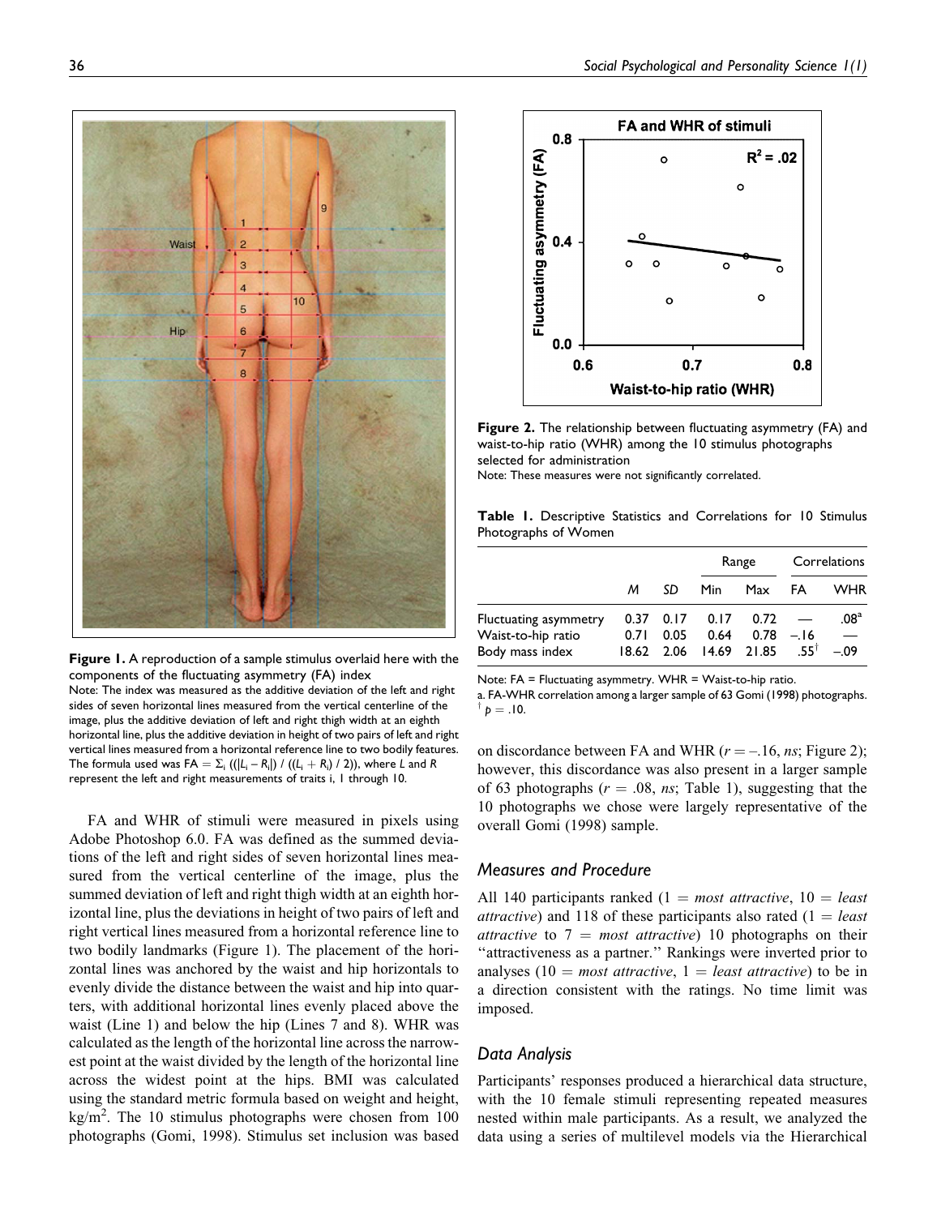Figure 1. A reproduction of a sample stimulus overlaid here with the components of the fluctuating asymmetry (FA) index

Note: The index was measured as the additive deviation of the left and right sides of seven horizontal lines measured from the vertical centerline of the image, plus the additive deviation of left and right thigh width at an eighth horizontal line, plus the additive deviation in height of two pairs of left and right vertical lines measured from a horizontal reference line to two bodily features. The formula used was $FA = \Sigma_i \left( (|L_i - R_i|) / ((L_i + R_i) / 2) \right)$, where $L$ and $R$ represent the left and right measurements of traits i, 1 through 10.

FA and WHR of stimuli were measured in pixels using Adobe Photoshop 6.0. FA was defined as the summed deviations of the left and right sides of seven horizontal lines measured from the vertical centerline of the image, plus the summed deviation of left and right thigh width at an eighth horizontal line, plus the deviations in height of two pairs of left and right vertical lines measured from a horizontal reference line to two bodily landmarks (Figure 1). The placement of the horizontal lines was anchored by the waist and hip horizontals to evenly divide the distance between the waist and hip into quarters, with additional horizontal lines evenly placed above the waist (Line 1) and below the hip (Lines 7 and 8). WHR was calculated as the length of the horizontal line across the narrowest point at the waist divided by the length of the horizontal line across the widest point at the hips. BMI was calculated using the standard metric formula based on weight and height, $kg/m^2$. The 10 stimulus photographs were chosen from 100 photographs (Gomi, 1998). Stimulus set inclusion was based on discordance between FA and WHR ($r = -.16$, *ns*; Figure 2); however, this discordance was also present in a larger sample of 63 photographs ($r = .08$, *ns*; Table 1), suggesting that the 10 photographs we chose were largely representative of the overall Gomi (1998) sample.

Figure 2. The relationship between fluctuating asymmetry (FA) and waist-to-hip ratio (WHR) among the 10 stimulus photographs selected for administration

Note: These measures were not significantly correlated.

**Table 1.** Descriptive Statistics and Correlations for 10 Stimulus Photographs of Women

| | | | Range | | Correlations | |
|---|---|---|---|---|---|---|
| | *M* | *SD* | Min | Max | FA | WHR |
| Fluctuating asymmetry | 0.37 | 0.17 | 0.17 | 0.72 | — | .08[a] |
| Waist-to-hip ratio | 0.71 | 0.05 | 0.64 | 0.78 | −.16 | — |
| Body mass index | 18.62 | 2.06 | 14.69 | 21.85 | .55[†] | −.09 |

Note: FA = Fluctuating asymmetry. WHR = Waist-to-hip ratio.

a. FA-WHR correlation among a larger sample of 63 Gomi (1998) photographs.

† $p = .10$.

## Measures and Procedure

All 140 participants ranked (1 = *most attractive*, 10 = *least attractive*) and 118 of these participants also rated (1 = *least attractive* to 7 = *most attractive*) 10 photographs on their "attractiveness as a partner." Rankings were inverted prior to analyses (10 = *most attractive*, 1 = *least attractive*) to be in a direction consistent with the ratings. No time limit was imposed.

## Data Analysis

Participants' responses produced a hierarchical data structure, with the 10 female stimuli representing repeated measures nested within male participants. As a result, we analyzed the data using a series of multilevel models via the Hierarchical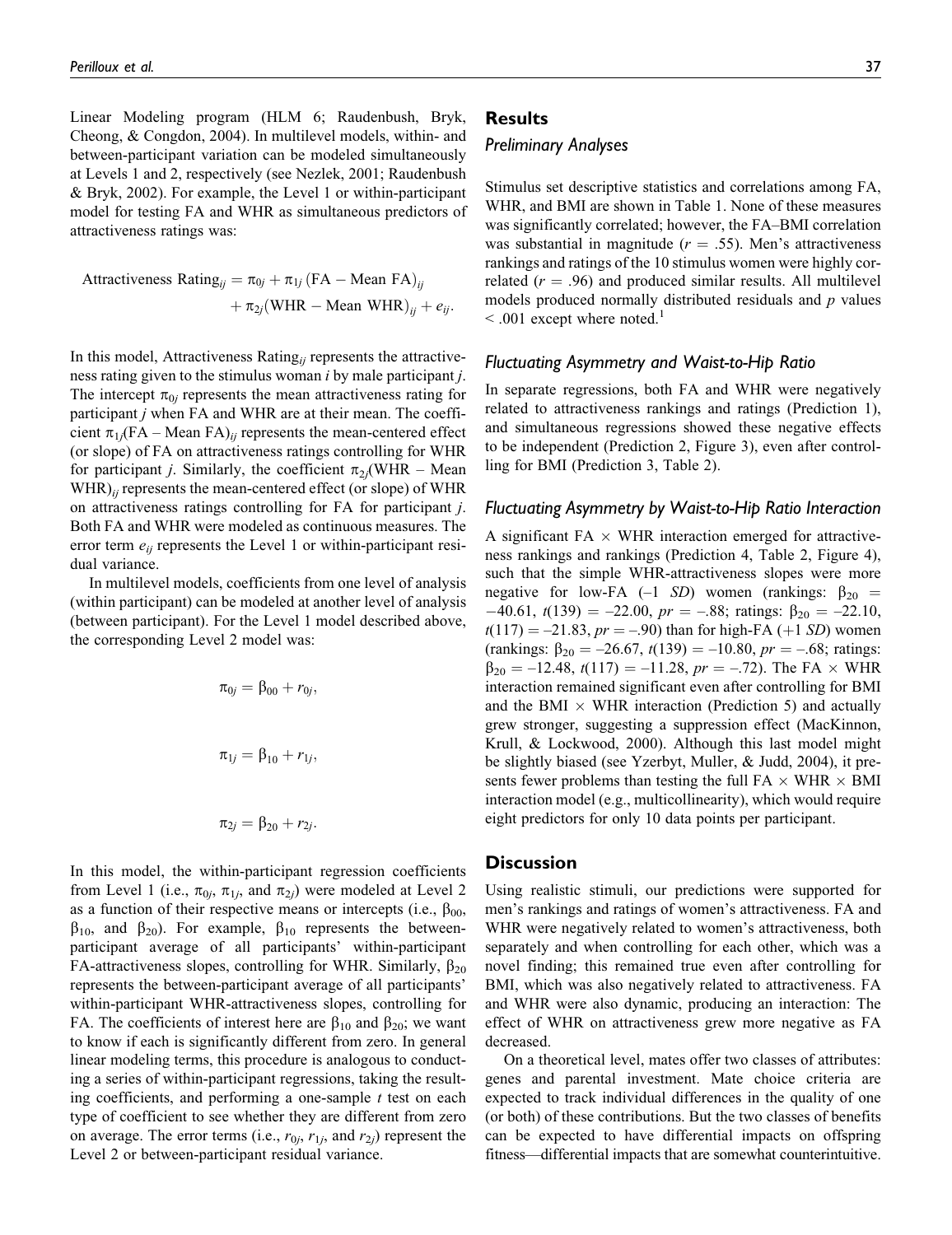Linear Modeling program (HLM 6; Raudenbush, Bryk, Cheong, & Congdon, 2004). In multilevel models, within- and between-participant variation can be modeled simultaneously at Levels 1 and 2, respectively (see Nezlek, 2001; Raudenbush & Bryk, 2002). For example, the Level 1 or within-participant model for testing FA and WHR as simultaneous predictors of attractiveness ratings was:

$$\text{Attractiveness Rating}_{ij} = \pi_{0j} + \pi_{1j}\,(\text{FA} - \text{Mean FA})_{ij} + \pi_{2j}(\text{WHR} - \text{Mean WHR})_{ij} + e_{ij}.$$

In this model, Attractiveness Rating$_{ij}$ represents the attractiveness rating given to the stimulus woman $i$ by male participant $j$. The intercept $\pi_{0j}$ represents the mean attractiveness rating for participant $j$ when FA and WHR are at their mean. The coefficient $\pi_{1j}$(FA – Mean FA)$_{ij}$ represents the mean-centered effect (or slope) of FA on attractiveness ratings controlling for WHR for participant $j$. Similarly, the coefficient $\pi_{2j}$(WHR – Mean WHR)$_{ij}$ represents the mean-centered effect (or slope) of WHR on attractiveness ratings controlling for FA for participant $j$. Both FA and WHR were modeled as continuous measures. The error term $e_{ij}$ represents the Level 1 or within-participant residual variance.

In multilevel models, coefficients from one level of analysis (within participant) can be modeled at another level of analysis (between participant). For the Level 1 model described above, the corresponding Level 2 model was:

$$\pi_{0j} = \beta_{00} + r_{0j},$$

$$\pi_{1j} = \beta_{10} + r_{1j},$$

$$\pi_{2j} = \beta_{20} + r_{2j}.$$

In this model, the within-participant regression coefficients from Level 1 (i.e., $\pi_{0j}$, $\pi_{1j}$, and $\pi_{2j}$) were modeled at Level 2 as a function of their respective means or intercepts (i.e., $\beta_{00}$, $\beta_{10}$, and $\beta_{20}$). For example, $\beta_{10}$ represents the between-participant average of all participants' within-participant FA-attractiveness slopes, controlling for WHR. Similarly, $\beta_{20}$ represents the between-participant average of all participants' within-participant WHR-attractiveness slopes, controlling for FA. The coefficients of interest here are $\beta_{10}$ and $\beta_{20}$; we want to know if each is significantly different from zero. In general linear modeling terms, this procedure is analogous to conducting a series of within-participant regressions, taking the resulting coefficients, and performing a one-sample $t$ test on each type of coefficient to see whether they are different from zero on average. The error terms (i.e., $r_{0j}$, $r_{1j}$, and $r_{2j}$) represent the Level 2 or between-participant residual variance.

## Results

### Preliminary Analyses

Stimulus set descriptive statistics and correlations among FA, WHR, and BMI are shown in Table 1. None of these measures was significantly correlated; however, the FA–BMI correlation was substantial in magnitude ($r = .55$). Men's attractiveness rankings and ratings of the 10 stimulus women were highly correlated ($r = .96$) and produced similar results. All multilevel models produced normally distributed residuals and $p$ values $< .001$ except where noted.[1]

### Fluctuating Asymmetry and Waist-to-Hip Ratio

In separate regressions, both FA and WHR were negatively related to attractiveness rankings and ratings (Prediction 1), and simultaneous regressions showed these negative effects to be independent (Prediction 2, Figure 3), even after controlling for BMI (Prediction 3, Table 2).

### Fluctuating Asymmetry by Waist-to-Hip Ratio Interaction

A significant FA $\times$ WHR interaction emerged for attractiveness rankings and rankings (Prediction 4, Table 2, Figure 4), such that the simple WHR-attractiveness slopes were more negative for low-FA (–1 $SD$) women (rankings: $\beta_{20} = -40.61$, $t(139) = -22.00$, $pr = -.88$; ratings: $\beta_{20} = -22.10$, $t(117) = -21.83$, $pr = -.90$) than for high-FA (+1 $SD$) women (rankings: $\beta_{20} = -26.67$, $t(139) = -10.80$, $pr = -.68$; ratings: $\beta_{20} = -12.48$, $t(117) = -11.28$, $pr = -.72$). The FA $\times$ WHR interaction remained significant even after controlling for BMI and the BMI $\times$ WHR interaction (Prediction 5) and actually grew stronger, suggesting a suppression effect (MacKinnon, Krull, & Lockwood, 2000). Although this last model might be slightly biased (see Yzerbyt, Muller, & Judd, 2004), it presents fewer problems than testing the full FA $\times$ WHR $\times$ BMI interaction model (e.g., multicollinearity), which would require eight predictors for only 10 data points per participant.

## Discussion

Using realistic stimuli, our predictions were supported for men's rankings and ratings of women's attractiveness. FA and WHR were negatively related to women's attractiveness, both separately and when controlling for each other, which was a novel finding; this remained true even after controlling for BMI, which was also negatively related to attractiveness. FA and WHR were also dynamic, producing an interaction: The effect of WHR on attractiveness grew more negative as FA decreased.

On a theoretical level, mates offer two classes of attributes: genes and parental investment. Mate choice criteria are expected to track individual differences in the quality of one (or both) of these contributions. But the two classes of benefits can be expected to have differential impacts on offspring fitness—differential impacts that are somewhat counterintuitive.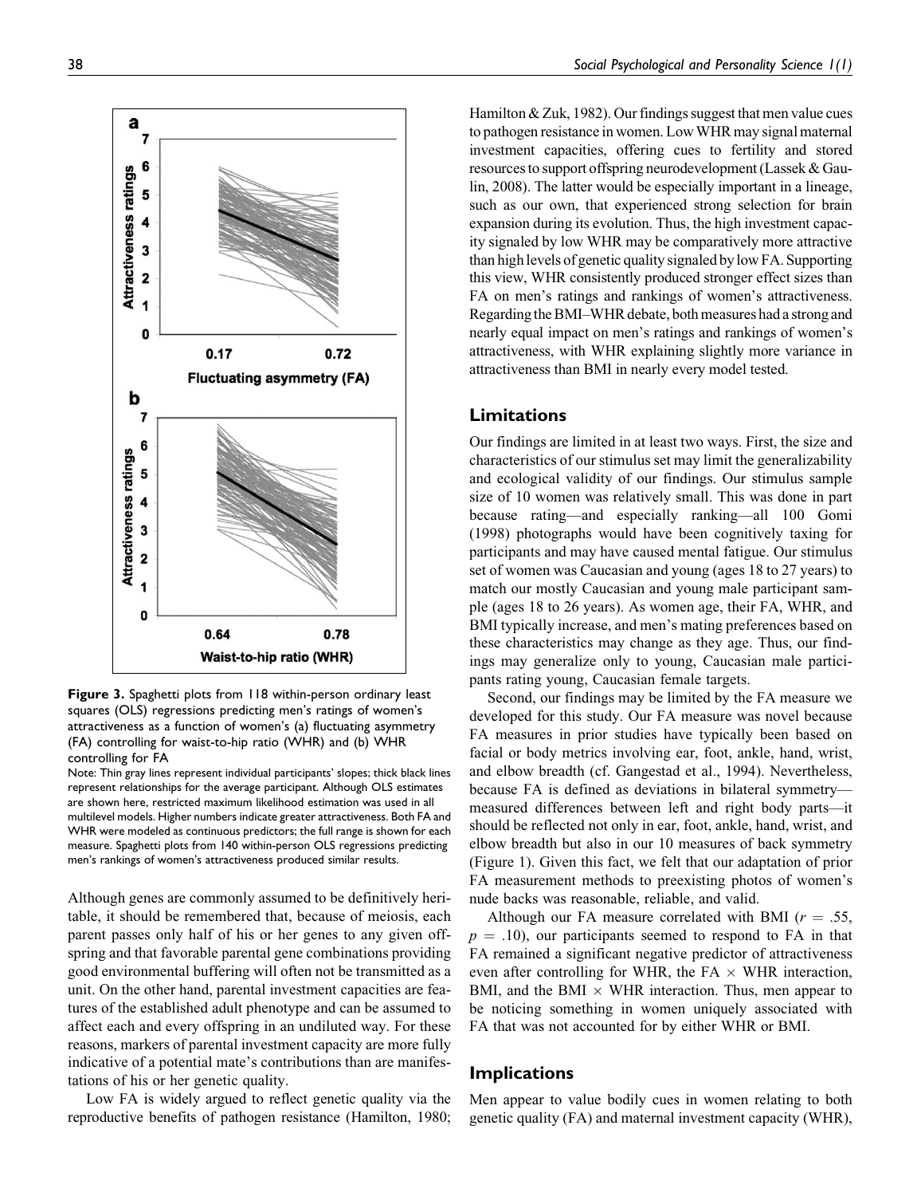**Figure 3.** Spaghetti plots from 118 within-person ordinary least squares (OLS) regressions predicting men's ratings of women's attractiveness as a function of women's (a) fluctuating asymmetry (FA) controlling for waist-to-hip ratio (WHR) and (b) WHR controlling for FA

Note: Thin gray lines represent individual participants' slopes; thick black lines represent relationships for the average participant. Although OLS estimates are shown here, restricted maximum likelihood estimation was used in all multilevel models. Higher numbers indicate greater attractiveness. Both FA and WHR were modeled as continuous predictors; the full range is shown for each measure. Spaghetti plots from 140 within-person OLS regressions predicting men's rankings of women's attractiveness produced similar results.

Although genes are commonly assumed to be definitively heritable, it should be remembered that, because of meiosis, each parent passes only half of his or her genes to any given offspring and that favorable parental gene combinations providing good environmental buffering will often not be transmitted as a unit. On the other hand, parental investment capacities are features of the established adult phenotype and can be assumed to affect each and every offspring in an undiluted way. For these reasons, markers of parental investment capacity are more fully indicative of a potential mate's contributions than are manifestations of his or her genetic quality.

Low FA is widely argued to reflect genetic quality via the reproductive benefits of pathogen resistance (Hamilton, 1980; Hamilton & Zuk, 1982). Our findings suggest that men value cues to pathogen resistance in women. Low WHR may signal maternal investment capacities, offering cues to fertility and stored resources to support offspring neurodevelopment (Lassek & Gaulin, 2008). The latter would be especially important in a lineage, such as our own, that experienced strong selection for brain expansion during its evolution. Thus, the high investment capacity signaled by low WHR may be comparatively more attractive than high levels of genetic quality signaled by low FA. Supporting this view, WHR consistently produced stronger effect sizes than FA on men's ratings and rankings of women's attractiveness. Regarding the BMI–WHR debate, both measures had a strong and nearly equal impact on men's ratings and rankings of women's attractiveness, with WHR explaining slightly more variance in attractiveness than BMI in nearly every model tested.

## Limitations

Our findings are limited in at least two ways. First, the size and characteristics of our stimulus set may limit the generalizability and ecological validity of our findings. Our stimulus sample size of 10 women was relatively small. This was done in part because rating—and especially ranking—all 100 Gomi (1998) photographs would have been cognitively taxing for participants and may have caused mental fatigue. Our stimulus set of women was Caucasian and young (ages 18 to 27 years) to match our mostly Caucasian and young male participant sample (ages 18 to 26 years). As women age, their FA, WHR, and BMI typically increase, and men's mating preferences based on these characteristics may change as they age. Thus, our findings may generalize only to young, Caucasian male participants rating young, Caucasian female targets.

Second, our findings may be limited by the FA measure we developed for this study. Our FA measure was novel because FA measures in prior studies have typically been based on facial or body metrics involving ear, foot, ankle, hand, wrist, and elbow breadth (cf. Gangestad et al., 1994). Nevertheless, because FA is defined as deviations in bilateral symmetry—measured differences between left and right body parts—it should be reflected not only in ear, foot, ankle, hand, wrist, and elbow breadth but also in our 10 measures of back symmetry (Figure 1). Given this fact, we felt that our adaptation of prior FA measurement methods to preexisting photos of women's nude backs was reasonable, reliable, and valid.

Although our FA measure correlated with BMI ($r = .55$, $p = .10$), our participants seemed to respond to FA in that FA remained a significant negative predictor of attractiveness even after controlling for WHR, the FA $\times$ WHR interaction, BMI, and the BMI $\times$ WHR interaction. Thus, men appear to be noticing something in women uniquely associated with FA that was not accounted for by either WHR or BMI.

## Implications

Men appear to value bodily cues in women relating to both genetic quality (FA) and maternal investment capacity (WHR),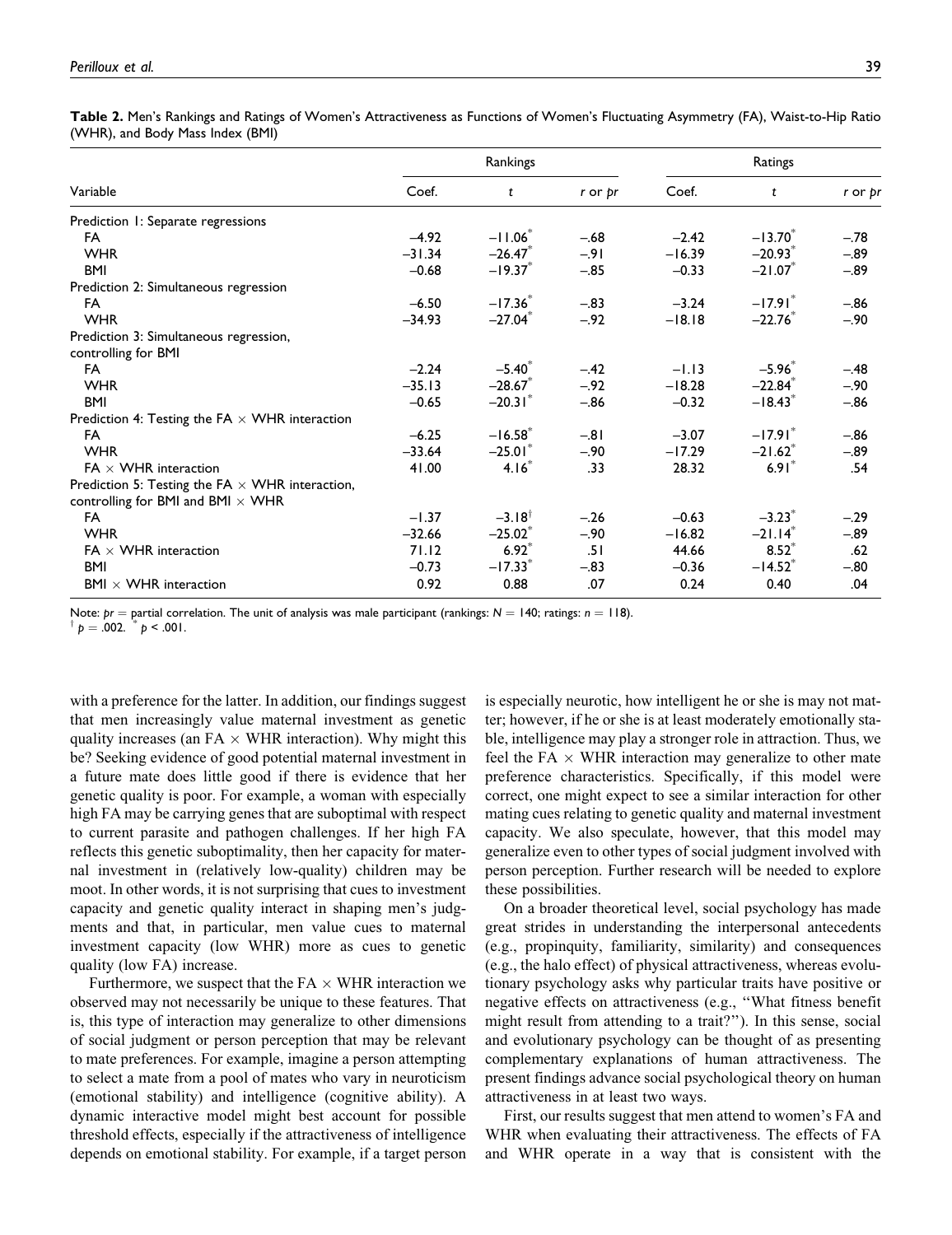**Table 2.** Men's Rankings and Ratings of Women's Attractiveness as Functions of Women's Fluctuating Asymmetry (FA), Waist-to-Hip Ratio (WHR), and Body Mass Index (BMI)

| Variable | Rankings | | | Ratings | | |
|---|---|---|---|---|---|---|
| | Coef. | $t$ | $r$ or $pr$ | Coef. | $t$ | $r$ or $pr$ |
| Prediction 1: Separate regressions | | | | | | |
| FA | −4.92 | −11.06* | −.68 | −2.42 | −13.70* | −.78 |
| WHR | −31.34 | −26.47* | −.91 | −16.39 | −20.93* | −.89 |
| BMI | −0.68 | −19.37* | −.85 | −0.33 | −21.07* | −.89 |
| Prediction 2: Simultaneous regression | | | | | | |
| FA | −6.50 | −17.36* | −.83 | −3.24 | −17.91* | −.86 |
| WHR | −34.93 | −27.04* | −.92 | −18.18 | −22.76* | −.90 |
| Prediction 3: Simultaneous regression, controlling for BMI | | | | | | |
| FA | −2.24 | −5.40* | −.42 | −1.13 | −5.96* | −.48 |
| WHR | −35.13 | −28.67* | −.92 | −18.28 | −22.84* | −.90 |
| BMI | −0.65 | −20.31* | −.86 | −0.32 | −18.43* | −.86 |
| Prediction 4: Testing the FA × WHR interaction | | | | | | |
| FA | −6.25 | −16.58* | −.81 | −3.07 | −17.91* | −.86 |
| WHR | −33.64 | −25.01* | −.90 | −17.29 | −21.62* | −.89 |
| FA × WHR interaction | 41.00 | 4.16* | .33 | 28.32 | 6.91* | .54 |
| Prediction 5: Testing the FA × WHR interaction, controlling for BMI and BMI × WHR | | | | | | |
| FA | −1.37 | −3.18† | −.26 | −0.63 | −3.23* | −.29 |
| WHR | −32.66 | −25.02* | −.90 | −16.82 | −21.14* | −.89 |
| FA × WHR interaction | 71.12 | 6.92* | .51 | 44.66 | 8.52* | .62 |
| BMI | −0.73 | −17.33* | −.83 | −0.36 | −14.52* | −.80 |
| BMI × WHR interaction | 0.92 | 0.88 | .07 | 0.24 | 0.40 | .04 |

Note: $pr$ = partial correlation. The unit of analysis was male participant (rankings: $N = 140$; ratings: $n = 118$).
† $p = .002$. * $p < .001$.

with a preference for the latter. In addition, our findings suggest that men increasingly value maternal investment as genetic quality increases (an FA × WHR interaction). Why might this be? Seeking evidence of good potential maternal investment in a future mate does little good if there is evidence that her genetic quality is poor. For example, a woman with especially high FA may be carrying genes that are suboptimal with respect to current parasite and pathogen challenges. If her high FA reflects this genetic suboptimality, then her capacity for maternal investment in (relatively low-quality) children may be moot. In other words, it is not surprising that cues to investment capacity and genetic quality interact in shaping men's judgments and that, in particular, men value cues to maternal investment capacity (low WHR) more as cues to genetic quality (low FA) increase.

Furthermore, we suspect that the FA × WHR interaction we observed may not necessarily be unique to these features. That is, this type of interaction may generalize to other dimensions of social judgment or person perception that may be relevant to mate preferences. For example, imagine a person attempting to select a mate from a pool of mates who vary in neuroticism (emotional stability) and intelligence (cognitive ability). A dynamic interactive model might best account for possible threshold effects, especially if the attractiveness of intelligence depends on emotional stability. For example, if a target person is especially neurotic, how intelligent he or she is may not matter; however, if he or she is at least moderately emotionally stable, intelligence may play a stronger role in attraction. Thus, we feel the FA × WHR interaction may generalize to other mate preference characteristics. Specifically, if this model were correct, one might expect to see a similar interaction for other mating cues relating to genetic quality and maternal investment capacity. We also speculate, however, that this model may generalize even to other types of social judgment involved with person perception. Further research will be needed to explore these possibilities.

On a broader theoretical level, social psychology has made great strides in understanding the interpersonal antecedents (e.g., propinquity, familiarity, similarity) and consequences (e.g., the halo effect) of physical attractiveness, whereas evolutionary psychology asks why particular traits have positive or negative effects on attractiveness (e.g., "What fitness benefit might result from attending to a trait?"). In this sense, social and evolutionary psychology can be thought of as presenting complementary explanations of human attractiveness. The present findings advance social psychological theory on human attractiveness in at least two ways.

First, our results suggest that men attend to women's FA and WHR when evaluating their attractiveness. The effects of FA and WHR operate in a way that is consistent with the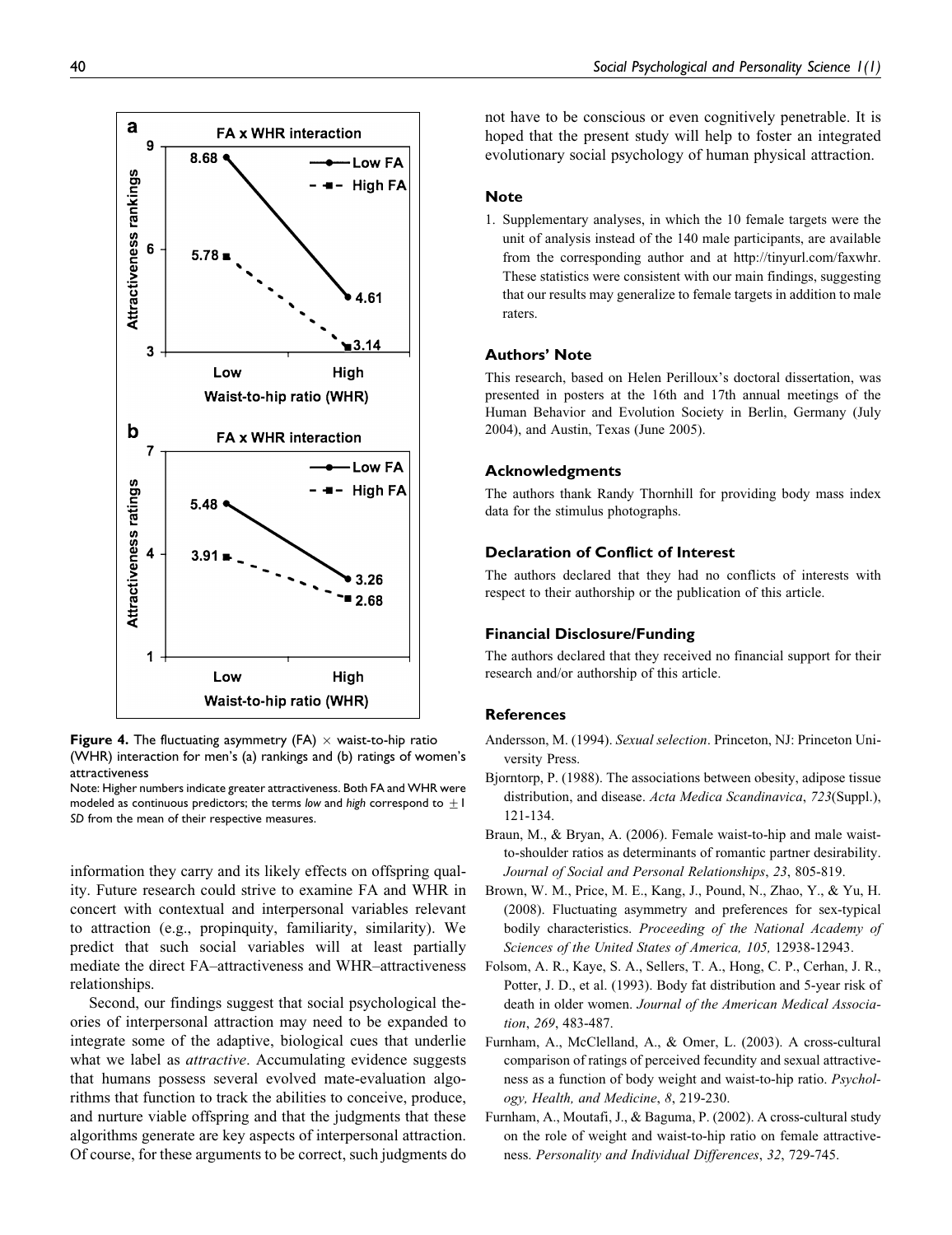**Figure 4.** The fluctuating asymmetry (FA) × waist-to-hip ratio (WHR) interaction for men's (a) rankings and (b) ratings of women's attractiveness

Note: Higher numbers indicate greater attractiveness. Both FA and WHR were modeled as continuous predictors; the terms *low* and *high* correspond to ±1 *SD* from the mean of their respective measures.

information they carry and its likely effects on offspring quality. Future research could strive to examine FA and WHR in concert with contextual and interpersonal variables relevant to attraction (e.g., propinquity, familiarity, similarity). We predict that such social variables will at least partially mediate the direct FA–attractiveness and WHR–attractiveness relationships.

Second, our findings suggest that social psychological theories of interpersonal attraction may need to be expanded to integrate some of the adaptive, biological cues that underlie what we label as *attractive*. Accumulating evidence suggests that humans possess several evolved mate-evaluation algorithms that function to track the abilities to conceive, produce, and nurture viable offspring and that the judgments that these algorithms generate are key aspects of interpersonal attraction. Of course, for these arguments to be correct, such judgments do not have to be conscious or even cognitively penetrable. It is hoped that the present study will help to foster an integrated evolutionary social psychology of human physical attraction.

## Note

1. Supplementary analyses, in which the 10 female targets were the unit of analysis instead of the 140 male participants, are available from the corresponding author and at http://tinyurl.com/faxwhr. These statistics were consistent with our main findings, suggesting that our results may generalize to female targets in addition to male raters.

## Authors' Note

This research, based on Helen Perilloux's doctoral dissertation, was presented in posters at the 16th and 17th annual meetings of the Human Behavior and Evolution Society in Berlin, Germany (July 2004), and Austin, Texas (June 2005).

## Acknowledgments

The authors thank Randy Thornhill for providing body mass index data for the stimulus photographs.

## Declaration of Conflict of Interest

The authors declared that they had no conflicts of interests with respect to their authorship or the publication of this article.

## Financial Disclosure/Funding

The authors declared that they received no financial support for their research and/or authorship of this article.

## References

Andersson, M. (1994). *Sexual selection*. Princeton, NJ: Princeton University Press.

Bjorntorp, P. (1988). The associations between obesity, adipose tissue distribution, and disease. *Acta Medica Scandinavica*, *723*(Suppl.), 121-134.

Braun, M., & Bryan, A. (2006). Female waist-to-hip and male waist-to-shoulder ratios as determinants of romantic partner desirability. *Journal of Social and Personal Relationships*, *23*, 805-819.

Brown, W. M., Price, M. E., Kang, J., Pound, N., Zhao, Y., & Yu, H. (2008). Fluctuating asymmetry and preferences for sex-typical bodily characteristics. *Proceeding of the National Academy of Sciences of the United States of America, 105,* 12938-12943.

Folsom, A. R., Kaye, S. A., Sellers, T. A., Hong, C. P., Cerhan, J. R., Potter, J. D., et al. (1993). Body fat distribution and 5-year risk of death in older women. *Journal of the American Medical Association*, *269*, 483-487.

Furnham, A., McClelland, A., & Omer, L. (2003). A cross-cultural comparison of ratings of perceived fecundity and sexual attractiveness as a function of body weight and waist-to-hip ratio. *Psychology, Health, and Medicine*, *8*, 219-230.

Furnham, A., Moutafi, J., & Baguma, P. (2002). A cross-cultural study on the role of weight and waist-to-hip ratio on female attractiveness. *Personality and Individual Differences*, *32*, 729-745.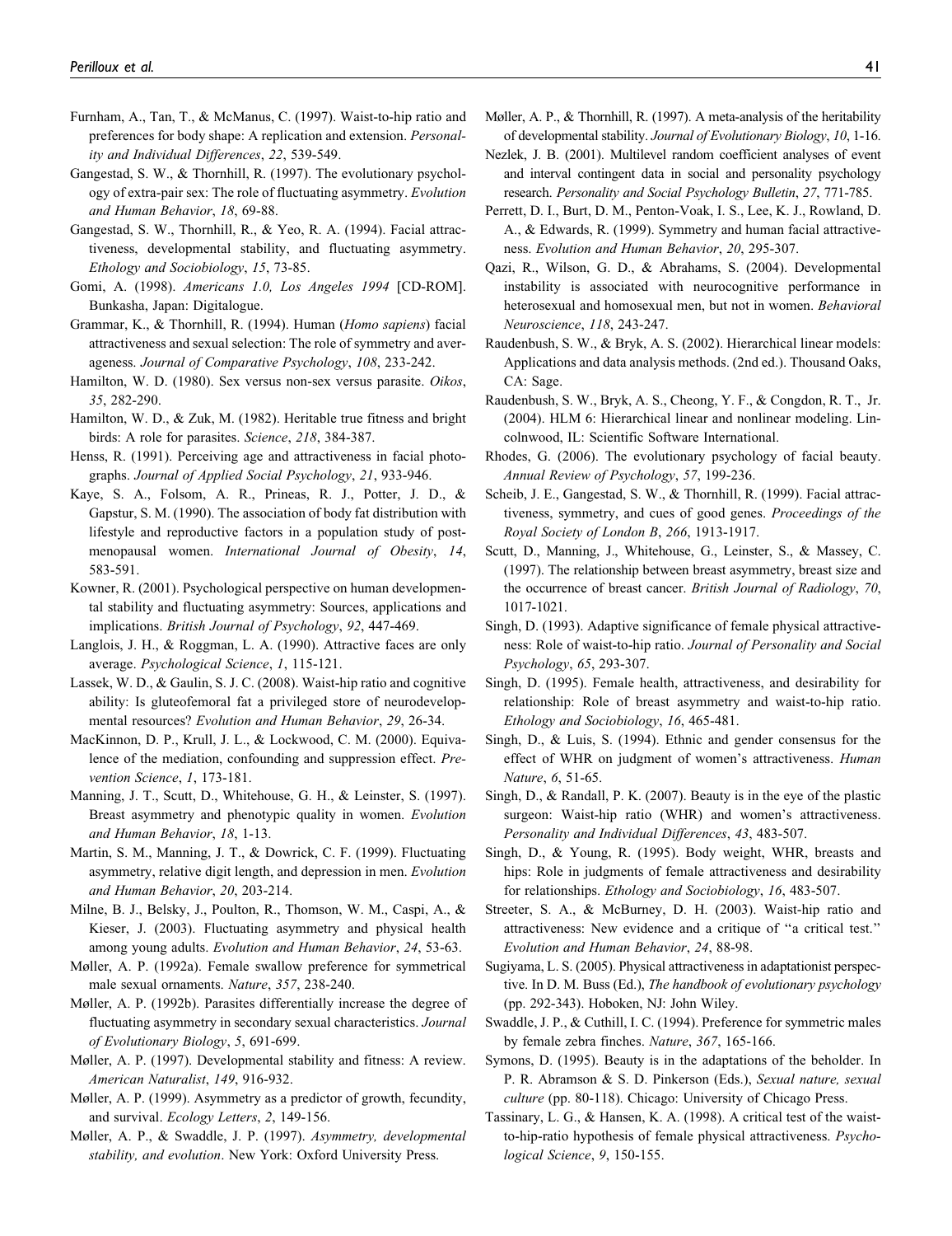Furnham, A., Tan, T., & McManus, C. (1997). Waist-to-hip ratio and preferences for body shape: A replication and extension. *Personality and Individual Differences*, *22*, 539-549.

Gangestad, S. W., & Thornhill, R. (1997). The evolutionary psychology of extra-pair sex: The role of fluctuating asymmetry. *Evolution and Human Behavior*, *18*, 69-88.

Gangestad, S. W., Thornhill, R., & Yeo, R. A. (1994). Facial attractiveness, developmental stability, and fluctuating asymmetry. *Ethology and Sociobiology*, *15*, 73-85.

Gomi, A. (1998). *Americans 1.0, Los Angeles 1994* [CD-ROM]. Bunkasha, Japan: Digitalogue.

Grammar, K., & Thornhill, R. (1994). Human (*Homo sapiens*) facial attractiveness and sexual selection: The role of symmetry and averageness. *Journal of Comparative Psychology*, *108*, 233-242.

Hamilton, W. D. (1980). Sex versus non-sex versus parasite. *Oikos*, *35*, 282-290.

Hamilton, W. D., & Zuk, M. (1982). Heritable true fitness and bright birds: A role for parasites. *Science*, *218*, 384-387.

Henss, R. (1991). Perceiving age and attractiveness in facial photographs. *Journal of Applied Social Psychology*, *21*, 933-946.

Kaye, S. A., Folsom, A. R., Prineas, R. J., Potter, J. D., & Gapstur, S. M. (1990). The association of body fat distribution with lifestyle and reproductive factors in a population study of postmenopausal women. *International Journal of Obesity*, *14*, 583-591.

Kowner, R. (2001). Psychological perspective on human developmental stability and fluctuating asymmetry: Sources, applications and implications. *British Journal of Psychology*, *92*, 447-469.

Langlois, J. H., & Roggman, L. A. (1990). Attractive faces are only average. *Psychological Science*, *1*, 115-121.

Lassek, W. D., & Gaulin, S. J. C. (2008). Waist-hip ratio and cognitive ability: Is gluteofemoral fat a privileged store of neurodevelopmental resources? *Evolution and Human Behavior*, *29*, 26-34.

MacKinnon, D. P., Krull, J. L., & Lockwood, C. M. (2000). Equivalence of the mediation, confounding and suppression effect. *Prevention Science*, *1*, 173-181.

Manning, J. T., Scutt, D., Whitehouse, G. H., & Leinster, S. (1997). Breast asymmetry and phenotypic quality in women. *Evolution and Human Behavior*, *18*, 1-13.

Martin, S. M., Manning, J. T., & Dowrick, C. F. (1999). Fluctuating asymmetry, relative digit length, and depression in men. *Evolution and Human Behavior*, *20*, 203-214.

Milne, B. J., Belsky, J., Poulton, R., Thomson, W. M., Caspi, A., & Kieser, J. (2003). Fluctuating asymmetry and physical health among young adults. *Evolution and Human Behavior*, *24*, 53-63.

Møller, A. P. (1992a). Female swallow preference for symmetrical male sexual ornaments. *Nature*, *357*, 238-240.

Møller, A. P. (1992b). Parasites differentially increase the degree of fluctuating asymmetry in secondary sexual characteristics. *Journal of Evolutionary Biology*, *5*, 691-699.

Møller, A. P. (1997). Developmental stability and fitness: A review. *American Naturalist*, *149*, 916-932.

Møller, A. P. (1999). Asymmetry as a predictor of growth, fecundity, and survival. *Ecology Letters*, *2*, 149-156.

Møller, A. P., & Swaddle, J. P. (1997). *Asymmetry, developmental stability, and evolution*. New York: Oxford University Press.

Møller, A. P., & Thornhill, R. (1997). A meta-analysis of the heritability of developmental stability. *Journal of Evolutionary Biology*, *10*, 1-16.

Nezlek, J. B. (2001). Multilevel random coefficient analyses of event and interval contingent data in social and personality psychology research. *Personality and Social Psychology Bulletin*, *27*, 771-785.

Perrett, D. I., Burt, D. M., Penton-Voak, I. S., Lee, K. J., Rowland, D. A., & Edwards, R. (1999). Symmetry and human facial attractiveness. *Evolution and Human Behavior*, *20*, 295-307.

Qazi, R., Wilson, G. D., & Abrahams, S. (2004). Developmental instability is associated with neurocognitive performance in heterosexual and homosexual men, but not in women. *Behavioral Neuroscience*, *118*, 243-247.

Raudenbush, S. W., & Bryk, A. S. (2002). Hierarchical linear models: Applications and data analysis methods. (2nd ed.). Thousand Oaks, CA: Sage.

Raudenbush, S. W., Bryk, A. S., Cheong, Y. F., & Congdon, R. T., Jr. (2004). HLM 6: Hierarchical linear and nonlinear modeling. Lincolnwood, IL: Scientific Software International.

Rhodes, G. (2006). The evolutionary psychology of facial beauty. *Annual Review of Psychology*, *57*, 199-236.

Scheib, J. E., Gangestad, S. W., & Thornhill, R. (1999). Facial attractiveness, symmetry, and cues of good genes. *Proceedings of the Royal Society of London B*, *266*, 1913-1917.

Scutt, D., Manning, J., Whitehouse, G., Leinster, S., & Massey, C. (1997). The relationship between breast asymmetry, breast size and the occurrence of breast cancer. *British Journal of Radiology*, *70*, 1017-1021.

Singh, D. (1993). Adaptive significance of female physical attractiveness: Role of waist-to-hip ratio. *Journal of Personality and Social Psychology*, *65*, 293-307.

Singh, D. (1995). Female health, attractiveness, and desirability for relationship: Role of breast asymmetry and waist-to-hip ratio. *Ethology and Sociobiology*, *16*, 465-481.

Singh, D., & Luis, S. (1994). Ethnic and gender consensus for the effect of WHR on judgment of women's attractiveness. *Human Nature*, *6*, 51-65.

Singh, D., & Randall, P. K. (2007). Beauty is in the eye of the plastic surgeon: Waist-hip ratio (WHR) and women's attractiveness. *Personality and Individual Differences*, *43*, 483-507.

Singh, D., & Young, R. (1995). Body weight, WHR, breasts and hips: Role in judgments of female attractiveness and desirability for relationships. *Ethology and Sociobiology*, *16*, 483-507.

Streeter, S. A., & McBurney, D. H. (2003). Waist-hip ratio and attractiveness: New evidence and a critique of "a critical test." *Evolution and Human Behavior*, *24*, 88-98.

Sugiyama, L. S. (2005). Physical attractiveness in adaptationist perspective. In D. M. Buss (Ed.), *The handbook of evolutionary psychology* (pp. 292-343). Hoboken, NJ: John Wiley.

Swaddle, J. P., & Cuthill, I. C. (1994). Preference for symmetric males by female zebra finches. *Nature*, *367*, 165-166.

Symons, D. (1995). Beauty is in the adaptations of the beholder. In P. R. Abramson & S. D. Pinkerson (Eds.), *Sexual nature, sexual culture* (pp. 80-118). Chicago: University of Chicago Press.

Tassinary, L. G., & Hansen, K. A. (1998). A critical test of the waist-to-hip-ratio hypothesis of female physical attractiveness. *Psychological Science*, *9*, 150-155.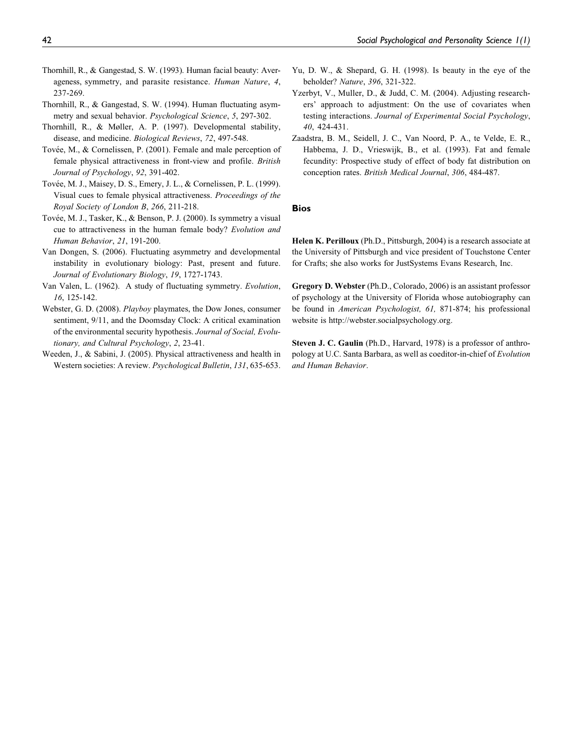Thornhill, R., & Gangestad, S. W. (1993). Human facial beauty: Averageness, symmetry, and parasite resistance. *Human Nature*, *4*, 237-269.

Thornhill, R., & Gangestad, S. W. (1994). Human fluctuating asymmetry and sexual behavior. *Psychological Science*, *5*, 297-302.

Thornhill, R., & Møller, A. P. (1997). Developmental stability, disease, and medicine. *Biological Reviews*, *72*, 497-548.

Tovée, M., & Cornelissen, P. (2001). Female and male perception of female physical attractiveness in front-view and profile. *British Journal of Psychology*, *92*, 391-402.

Tovée, M. J., Maisey, D. S., Emery, J. L., & Cornelissen, P. L. (1999). Visual cues to female physical attractiveness. *Proceedings of the Royal Society of London B*, *266*, 211-218.

Tovée, M. J., Tasker, K., & Benson, P. J. (2000). Is symmetry a visual cue to attractiveness in the human female body? *Evolution and Human Behavior*, *21*, 191-200.

Van Dongen, S. (2006). Fluctuating asymmetry and developmental instability in evolutionary biology: Past, present and future. *Journal of Evolutionary Biology*, *19*, 1727-1743.

Van Valen, L. (1962). A study of fluctuating symmetry. *Evolution*, *16*, 125-142.

Webster, G. D. (2008). *Playboy* playmates, the Dow Jones, consumer sentiment, 9/11, and the Doomsday Clock: A critical examination of the environmental security hypothesis. *Journal of Social, Evolutionary, and Cultural Psychology*, *2*, 23-41.

Weeden, J., & Sabini, J. (2005). Physical attractiveness and health in Western societies: A review. *Psychological Bulletin*, *131*, 635-653.

Yu, D. W., & Shepard, G. H. (1998). Is beauty in the eye of the beholder? *Nature*, *396*, 321-322.

Yzerbyt, V., Muller, D., & Judd, C. M. (2004). Adjusting researchers' approach to adjustment: On the use of covariates when testing interactions. *Journal of Experimental Social Psychology*, *40*, 424-431.

Zaadstra, B. M., Seidell, J. C., Van Noord, P. A., te Velde, E. R., Habbema, J. D., Vrieswijk, B., et al. (1993). Fat and female fecundity: Prospective study of effect of body fat distribution on conception rates. *British Medical Journal*, *306*, 484-487.

## Bios

**Helen K. Perilloux** (Ph.D., Pittsburgh, 2004) is a research associate at the University of Pittsburgh and vice president of Touchstone Center for Crafts; she also works for JustSystems Evans Research, Inc.

**Gregory D. Webster** (Ph.D., Colorado, 2006) is an assistant professor of psychology at the University of Florida whose autobiography can be found in *American Psychologist, 61,* 871-874; his professional website is http://webster.socialpsychology.org.

**Steven J. C. Gaulin** (Ph.D., Harvard, 1978) is a professor of anthropology at U.C. Santa Barbara, as well as coeditor-in-chief of *Evolution and Human Behavior*.